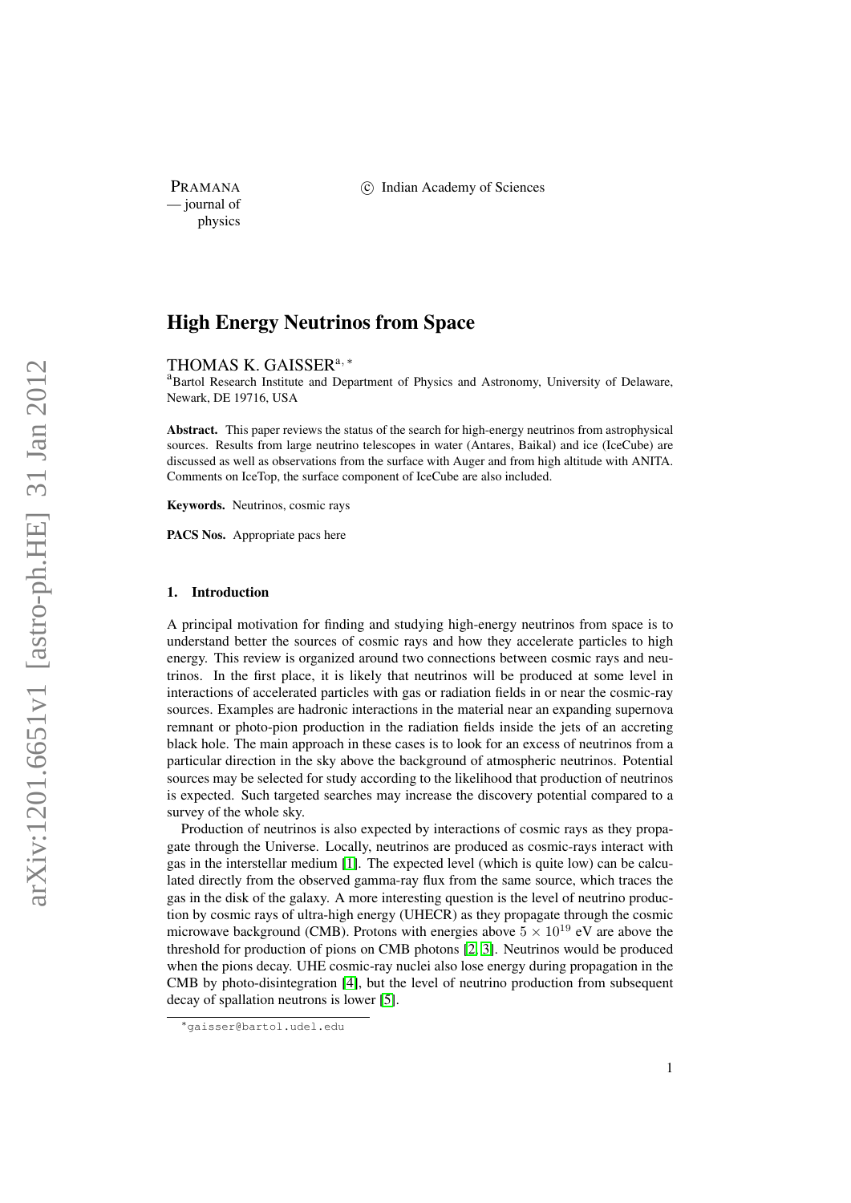PRAMANA
— journal of
physics

© Indian Academy of Sciences

# High Energy Neutrinos from Space

THOMAS K. GAISSER[a, *]

[a]Bartol Research Institute and Department of Physics and Astronomy, University of Delaware, Newark, DE 19716, USA

**Abstract.** This paper reviews the status of the search for high-energy neutrinos from astrophysical sources. Results from large neutrino telescopes in water (Antares, Baikal) and ice (IceCube) are discussed as well as observations from the surface with Auger and from high altitude with ANITA. Comments on IceTop, the surface component of IceCube are also included.

**Keywords.** Neutrinos, cosmic rays

**PACS Nos.** Appropriate pacs here

## 1. Introduction

A principal motivation for finding and studying high-energy neutrinos from space is to understand better the sources of cosmic rays and how they accelerate particles to high energy. This review is organized around two connections between cosmic rays and neutrinos. In the first place, it is likely that neutrinos will be produced at some level in interactions of accelerated particles with gas or radiation fields in or near the cosmic-ray sources. Examples are hadronic interactions in the material near an expanding supernova remnant or photo-pion production in the radiation fields inside the jets of an accreting black hole. The main approach in these cases is to look for an excess of neutrinos from a particular direction in the sky above the background of atmospheric neutrinos. Potential sources may be selected for study according to the likelihood that production of neutrinos is expected. Such targeted searches may increase the discovery potential compared to a survey of the whole sky.

Production of neutrinos is also expected by interactions of cosmic rays as they propagate through the Universe. Locally, neutrinos are produced as cosmic-rays interact with gas in the interstellar medium [1]. The expected level (which is quite low) can be calculated directly from the observed gamma-ray flux from the same source, which traces the gas in the disk of the galaxy. A more interesting question is the level of neutrino production by cosmic rays of ultra-high energy (UHECR) as they propagate through the cosmic microwave background (CMB). Protons with energies above $5 \times 10^{19}$ eV are above the threshold for production of pions on CMB photons [2, 3]. Neutrinos would be produced when the pions decay. UHE cosmic-ray nuclei also lose energy during propagation in the CMB by photo-disintegration [4], but the level of neutrino production from subsequent decay of spallation neutrons is lower [5].

*gaisser@bartol.udel.edu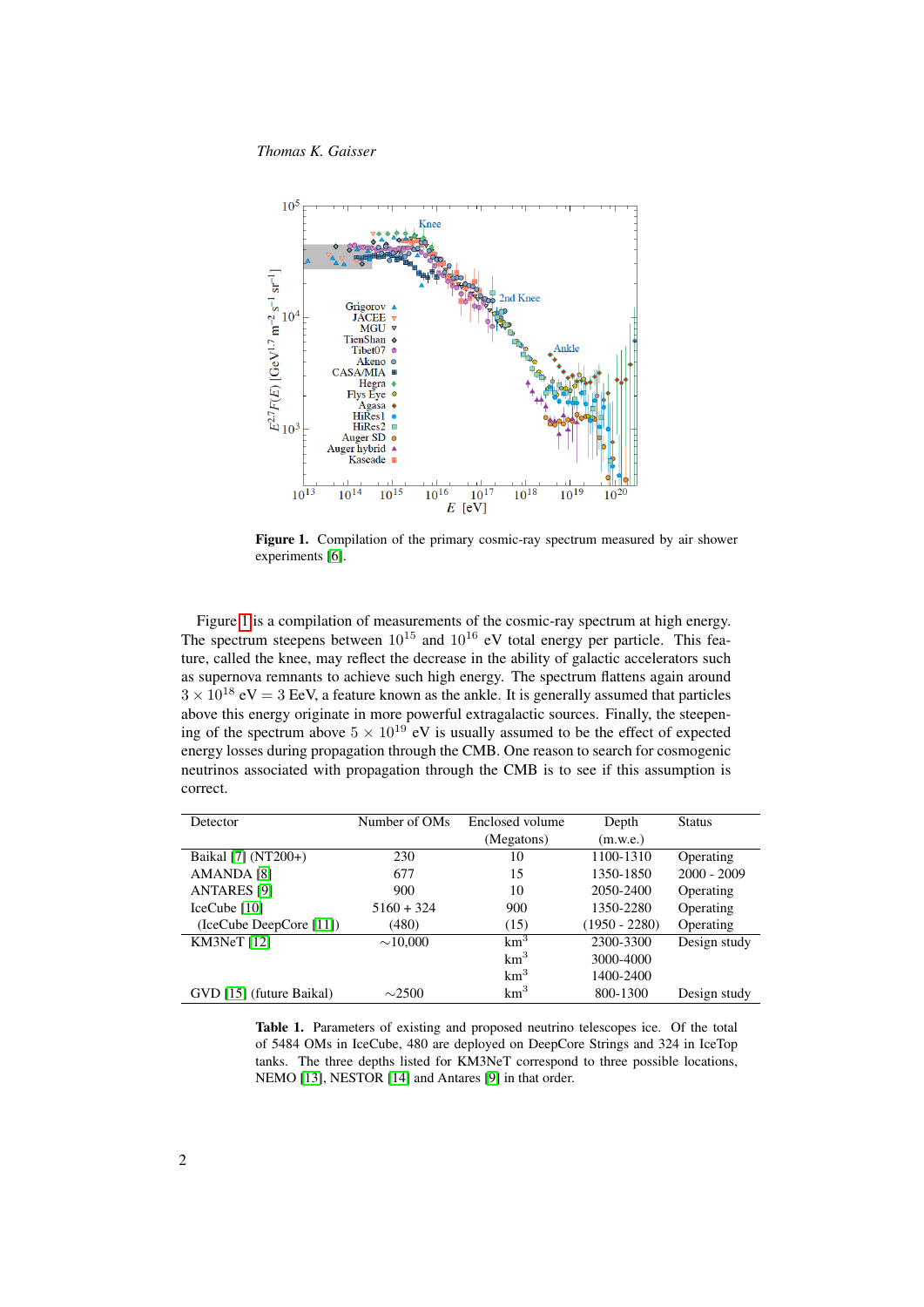**Figure 1.** Compilation of the primary cosmic-ray spectrum measured by air shower experiments [6].

Figure 1 is a compilation of measurements of the cosmic-ray spectrum at high energy. The spectrum steepens between $10^{15}$ and $10^{16}$ eV total energy per particle. This feature, called the knee, may reflect the decrease in the ability of galactic accelerators such as supernova remnants to achieve such high energy. The spectrum flattens again around $3 \times 10^{18}$ eV = 3 EeV, a feature known as the ankle. It is generally assumed that particles above this energy originate in more powerful extragalactic sources. Finally, the steepening of the spectrum above $5 \times 10^{19}$ eV is usually assumed to be the effect of expected energy losses during propagation through the CMB. One reason to search for cosmogenic neutrinos associated with propagation through the CMB is to see if this assumption is correct.

| Detector | Number of OMs | Enclosed volume (Megatons) | Depth (m.w.e.) | Status |
|---|---|---|---|---|
| Baikal [7] (NT200+) | 230 | 10 | 1100-1310 | Operating |
| AMANDA [8] | 677 | 15 | 1350-1850 | 2000 - 2009 |
| ANTARES [9] | 900 | 10 | 2050-2400 | Operating |
| IceCube [10] | 5160 + 324 | 900 | 1350-2280 | Operating |
| (IceCube DeepCore [11]) | (480) | (15) | (1950 - 2280) | Operating |
| KM3NeT [12] | ∼10,000 | km$^3$ | 2300-3300 | Design study |
| | | km$^3$ | 3000-4000 | |
| | | km$^3$ | 1400-2400 | |
| GVD [15] (future Baikal) | ∼2500 | km$^3$ | 800-1300 | Design study |

**Table 1.** Parameters of existing and proposed neutrino telescopes ice. Of the total of 5484 OMs in IceCube, 480 are deployed on DeepCore Strings and 324 in IceTop tanks. The three depths listed for KM3NeT correspond to three possible locations, NEMO [13], NESTOR [14] and Antares [9] in that order.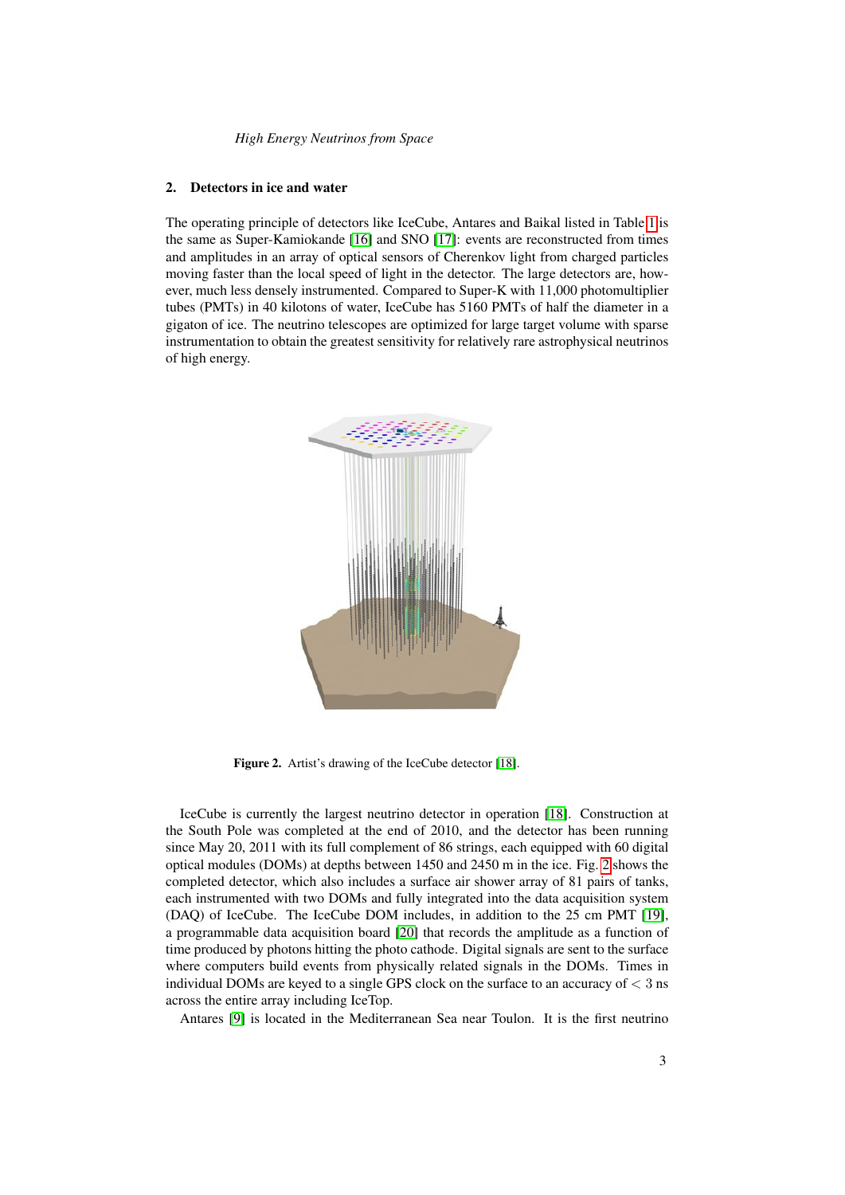## 2. Detectors in ice and water

The operating principle of detectors like IceCube, Antares and Baikal listed in Table 1 is the same as Super-Kamiokande [16] and SNO [17]: events are reconstructed from times and amplitudes in an array of optical sensors of Cherenkov light from charged particles moving faster than the local speed of light in the detector. The large detectors are, however, much less densely instrumented. Compared to Super-K with 11,000 photomultiplier tubes (PMTs) in 40 kilotons of water, IceCube has 5160 PMTs of half the diameter in a gigaton of ice. The neutrino telescopes are optimized for large target volume with sparse instrumentation to obtain the greatest sensitivity for relatively rare astrophysical neutrinos of high energy.

**Figure 2.** Artist's drawing of the IceCube detector [18].

IceCube is currently the largest neutrino detector in operation [18]. Construction at the South Pole was completed at the end of 2010, and the detector has been running since May 20, 2011 with its full complement of 86 strings, each equipped with 60 digital optical modules (DOMs) at depths between 1450 and 2450 m in the ice. Fig. 2 shows the completed detector, which also includes a surface air shower array of 81 pairs of tanks, each instrumented with two DOMs and fully integrated into the data acquisition system (DAQ) of IceCube. The IceCube DOM includes, in addition to the 25 cm PMT [19], a programmable data acquisition board [20] that records the amplitude as a function of time produced by photons hitting the photo cathode. Digital signals are sent to the surface where computers build events from physically related signals in the DOMs. Times in individual DOMs are keyed to a single GPS clock on the surface to an accuracy of $< 3$ ns across the entire array including IceTop.

Antares [9] is located in the Mediterranean Sea near Toulon. It is the first neutrino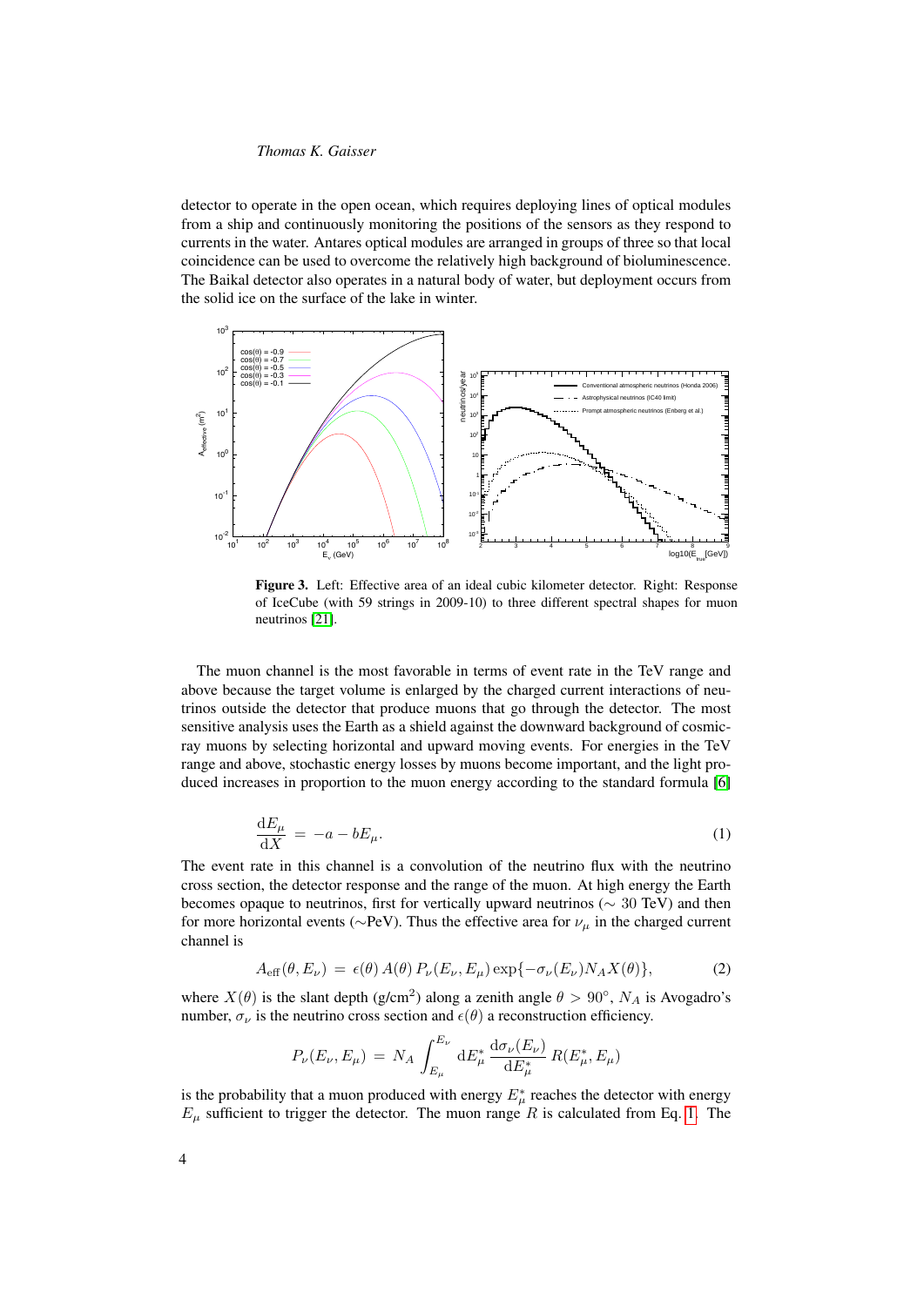detector to operate in the open ocean, which requires deploying lines of optical modules from a ship and continuously monitoring the positions of the sensors as they respond to currents in the water. Antares optical modules are arranged in groups of three so that local coincidence can be used to overcome the relatively high background of bioluminescence. The Baikal detector also operates in a natural body of water, but deployment occurs from the solid ice on the surface of the lake in winter.

**Figure 3.** Left: Effective area of an ideal cubic kilometer detector. Right: Response of IceCube (with 59 strings in 2009-10) to three different spectral shapes for muon neutrinos [21].

The muon channel is the most favorable in terms of event rate in the TeV range and above because the target volume is enlarged by the charged current interactions of neutrinos outside the detector that produce muons that go through the detector. The most sensitive analysis uses the Earth as a shield against the downward background of cosmic-ray muons by selecting horizontal and upward moving events. For energies in the TeV range and above, stochastic energy losses by muons become important, and the light produced increases in proportion to the muon energy according to the standard formula [6]

$$\frac{\mathrm{d}E_\mu}{\mathrm{d}X} \;=\; -a - bE_\mu. \tag{1}$$

The event rate in this channel is a convolution of the neutrino flux with the neutrino cross section, the detector response and the range of the muon. At high energy the Earth becomes opaque to neutrinos, first for vertically upward neutrinos ($\sim$ 30 TeV) and then for more horizontal events ($\sim$PeV). Thus the effective area for $\nu_\mu$ in the charged current channel is

$$A_{\mathrm{eff}}(\theta, E_\nu) \;=\; \epsilon(\theta)\, A(\theta)\, P_\nu(E_\nu, E_\mu) \exp\{-\sigma_\nu(E_\nu) N_A X(\theta)\}, \tag{2}$$

where $X(\theta)$ is the slant depth (g/cm$^2$) along a zenith angle $\theta > 90^\circ$, $N_A$ is Avogadro's number, $\sigma_\nu$ is the neutrino cross section and $\epsilon(\theta)$ a reconstruction efficiency.

$$P_\nu(E_\nu, E_\mu) \;=\; N_A \int_{E_\mu}^{E_\nu} \mathrm{d}E_\mu^* \, \frac{\mathrm{d}\sigma_\nu(E_\nu)}{\mathrm{d}E_\mu^*}\, R(E_\mu^*, E_\mu)$$

is the probability that a muon produced with energy $E_\mu^*$ reaches the detector with energy $E_\mu$ sufficient to trigger the detector. The muon range $R$ is calculated from Eq. 1. The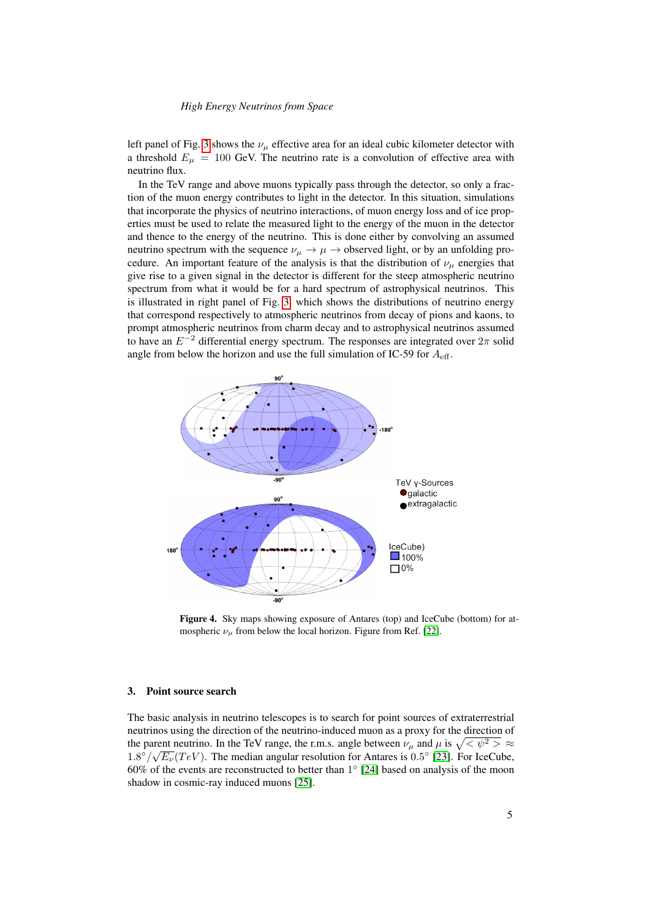left panel of Fig. 3 shows the $\nu_\mu$ effective area for an ideal cubic kilometer detector with a threshold $E_\mu = 100$ GeV. The neutrino rate is a convolution of effective area with neutrino flux.

In the TeV range and above muons typically pass through the detector, so only a fraction of the muon energy contributes to light in the detector. In this situation, simulations that incorporate the physics of neutrino interactions, of muon energy loss and of ice properties must be used to relate the measured light to the energy of the muon in the detector and thence to the energy of the neutrino. This is done either by convolving an assumed neutrino spectrum with the sequence $\nu_\mu \to \mu \to$ observed light, or by an unfolding procedure. An important feature of the analysis is that the distribution of $\nu_\mu$ energies that give rise to a given signal in the detector is different for the steep atmospheric neutrino spectrum from what it would be for a hard spectrum of astrophysical neutrinos. This is illustrated in right panel of Fig. 3 which shows the distributions of neutrino energy that correspond respectively to atmospheric neutrinos from decay of pions and kaons, to prompt atmospheric neutrinos from charm decay and to astrophysical neutrinos assumed to have an $E^{-2}$ differential energy spectrum. The responses are integrated over $2\pi$ solid angle from below the horizon and use the full simulation of IC-59 for $A_{\rm eff}$.

**Figure 4.** Sky maps showing exposure of Antares (top) and IceCube (bottom) for atmospheric $\nu_\mu$ from below the local horizon. Figure from Ref. [22].

## 3. Point source search

The basic analysis in neutrino telescopes is to search for point sources of extraterrestrial neutrinos using the direction of the neutrino-induced muon as a proxy for the direction of the parent neutrino. In the TeV range, the r.m.s. angle between $\nu_\mu$ and $\mu$ is $\sqrt{<\psi^2>} \approx 1.8^\circ/\sqrt{E_\nu(TeV)}$. The median angular resolution for Antares is $0.5^\circ$ [23]. For IceCube, 60% of the events are reconstructed to better than $1^\circ$ [24] based on analysis of the moon shadow in cosmic-ray induced muons [25].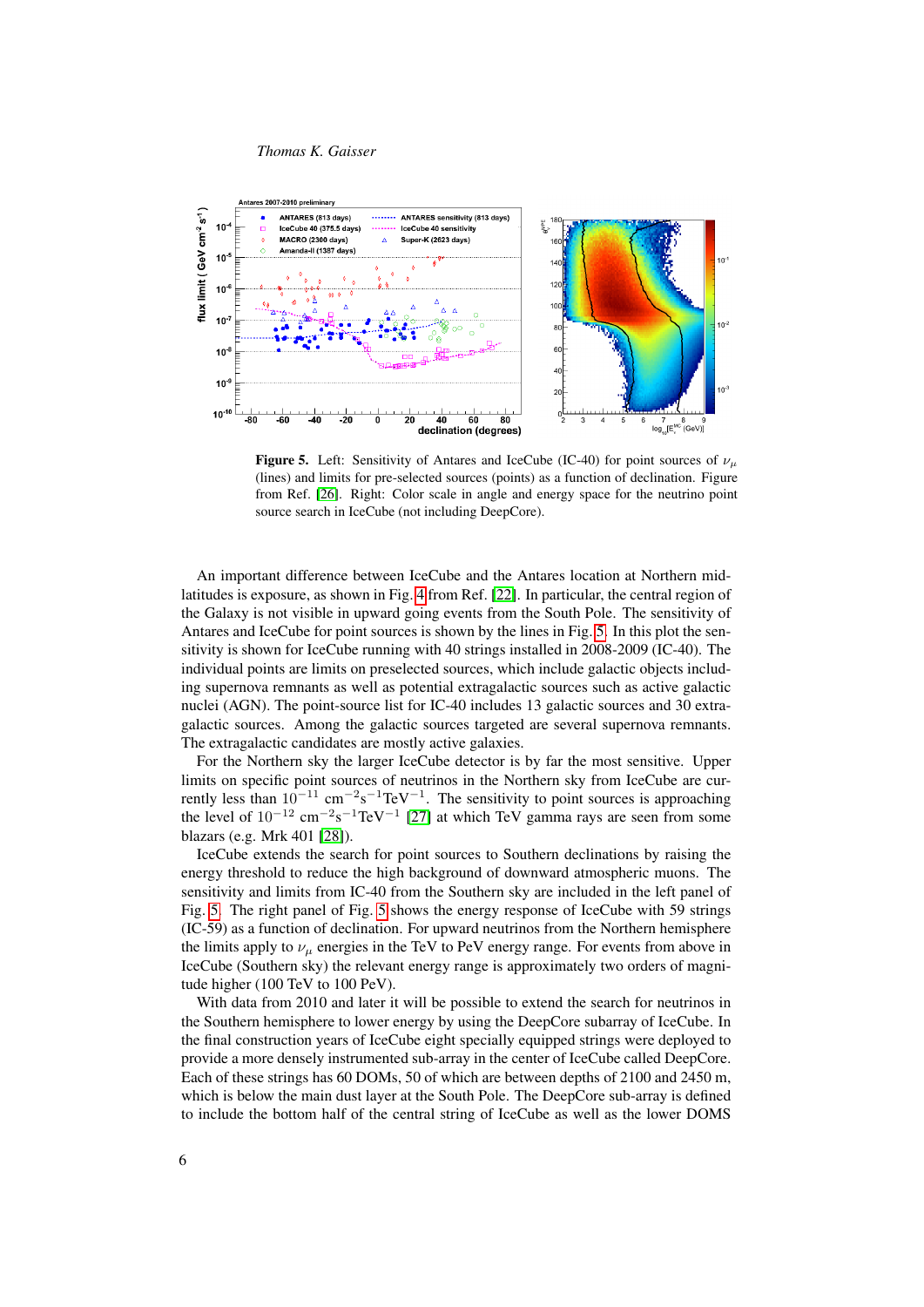**Figure 5.** Left: Sensitivity of Antares and IceCube (IC-40) for point sources of $\nu_\mu$ (lines) and limits for pre-selected sources (points) as a function of declination. Figure from Ref. [26]. Right: Color scale in angle and energy space for the neutrino point source search in IceCube (not including DeepCore).

An important difference between IceCube and the Antares location at Northern mid-latitudes is exposure, as shown in Fig. 4 from Ref. [22]. In particular, the central region of the Galaxy is not visible in upward going events from the South Pole. The sensitivity of Antares and IceCube for point sources is shown by the lines in Fig. 5. In this plot the sensitivity is shown for IceCube running with 40 strings installed in 2008-2009 (IC-40). The individual points are limits on preselected sources, which include galactic objects including supernova remnants as well as potential extragalactic sources such as active galactic nuclei (AGN). The point-source list for IC-40 includes 13 galactic sources and 30 extragalactic sources. Among the galactic sources targeted are several supernova remnants. The extragalactic candidates are mostly active galaxies.

For the Northern sky the larger IceCube detector is by far the most sensitive. Upper limits on specific point sources of neutrinos in the Northern sky from IceCube are currently less than $10^{-11}$ cm$^{-2}$s$^{-1}$TeV$^{-1}$. The sensitivity to point sources is approaching the level of $10^{-12}$ cm$^{-2}$s$^{-1}$TeV$^{-1}$ [27] at which TeV gamma rays are seen from some blazars (e.g. Mrk 401 [28]).

IceCube extends the search for point sources to Southern declinations by raising the energy threshold to reduce the high background of downward atmospheric muons. The sensitivity and limits from IC-40 from the Southern sky are included in the left panel of Fig. 5. The right panel of Fig. 5 shows the energy response of IceCube with 59 strings (IC-59) as a function of declination. For upward neutrinos from the Northern hemisphere the limits apply to $\nu_\mu$ energies in the TeV to PeV energy range. For events from above in IceCube (Southern sky) the relevant energy range is approximately two orders of magnitude higher (100 TeV to 100 PeV).

With data from 2010 and later it will be possible to extend the search for neutrinos in the Southern hemisphere to lower energy by using the DeepCore subarray of IceCube. In the final construction years of IceCube eight specially equipped strings were deployed to provide a more densely instrumented sub-array in the center of IceCube called DeepCore. Each of these strings has 60 DOMs, 50 of which are between depths of 2100 and 2450 m, which is below the main dust layer at the South Pole. The DeepCore sub-array is defined to include the bottom half of the central string of IceCube as well as the lower DOMS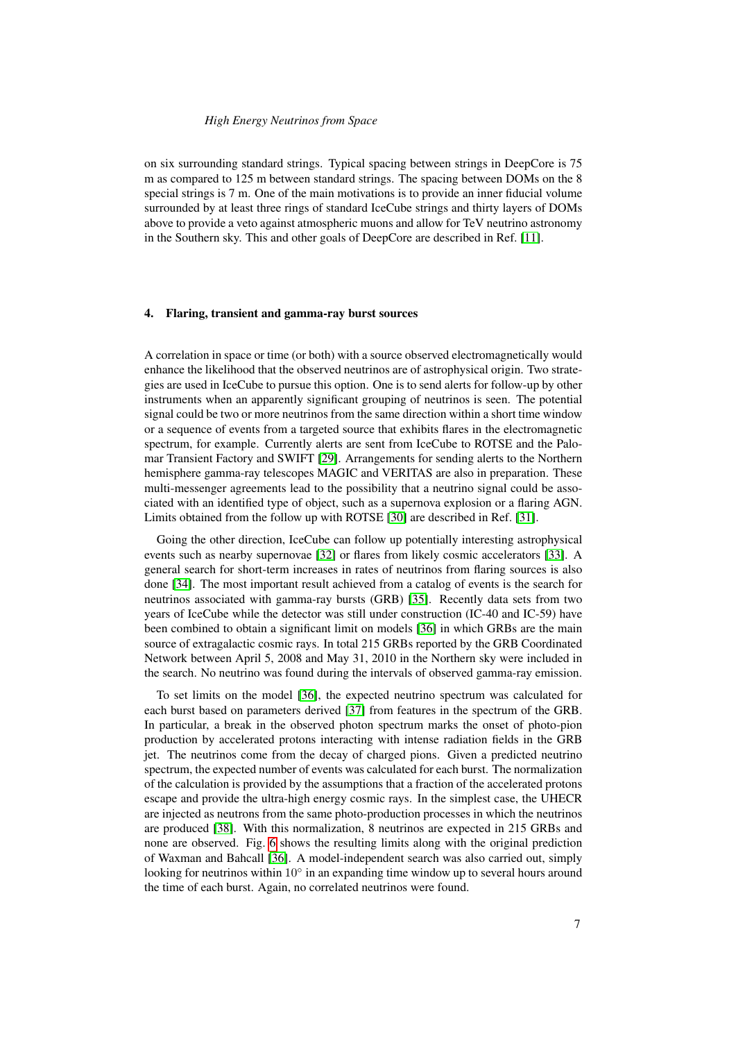on six surrounding standard strings. Typical spacing between strings in DeepCore is 75 m as compared to 125 m between standard strings. The spacing between DOMs on the 8 special strings is 7 m. One of the main motivations is to provide an inner fiducial volume surrounded by at least three rings of standard IceCube strings and thirty layers of DOMs above to provide a veto against atmospheric muons and allow for TeV neutrino astronomy in the Southern sky. This and other goals of DeepCore are described in Ref. [11].

## 4. Flaring, transient and gamma-ray burst sources

A correlation in space or time (or both) with a source observed electromagnetically would enhance the likelihood that the observed neutrinos are of astrophysical origin. Two strategies are used in IceCube to pursue this option. One is to send alerts for follow-up by other instruments when an apparently significant grouping of neutrinos is seen. The potential signal could be two or more neutrinos from the same direction within a short time window or a sequence of events from a targeted source that exhibits flares in the electromagnetic spectrum, for example. Currently alerts are sent from IceCube to ROTSE and the Palomar Transient Factory and SWIFT [29]. Arrangements for sending alerts to the Northern hemisphere gamma-ray telescopes MAGIC and VERITAS are also in preparation. These multi-messenger agreements lead to the possibility that a neutrino signal could be associated with an identified type of object, such as a supernova explosion or a flaring AGN. Limits obtained from the follow up with ROTSE [30] are described in Ref. [31].

Going the other direction, IceCube can follow up potentially interesting astrophysical events such as nearby supernovae [32] or flares from likely cosmic accelerators [33]. A general search for short-term increases in rates of neutrinos from flaring sources is also done [34]. The most important result achieved from a catalog of events is the search for neutrinos associated with gamma-ray bursts (GRB) [35]. Recently data sets from two years of IceCube while the detector was still under construction (IC-40 and IC-59) have been combined to obtain a significant limit on models [36] in which GRBs are the main source of extragalactic cosmic rays. In total 215 GRBs reported by the GRB Coordinated Network between April 5, 2008 and May 31, 2010 in the Northern sky were included in the search. No neutrino was found during the intervals of observed gamma-ray emission.

To set limits on the model [36], the expected neutrino spectrum was calculated for each burst based on parameters derived [37] from features in the spectrum of the GRB. In particular, a break in the observed photon spectrum marks the onset of photo-pion production by accelerated protons interacting with intense radiation fields in the GRB jet. The neutrinos come from the decay of charged pions. Given a predicted neutrino spectrum, the expected number of events was calculated for each burst. The normalization of the calculation is provided by the assumptions that a fraction of the accelerated protons escape and provide the ultra-high energy cosmic rays. In the simplest case, the UHECR are injected as neutrons from the same photo-production processes in which the neutrinos are produced [38]. With this normalization, 8 neutrinos are expected in 215 GRBs and none are observed. Fig. 6 shows the resulting limits along with the original prediction of Waxman and Bahcall [36]. A model-independent search was also carried out, simply looking for neutrinos within $10^{\circ}$ in an expanding time window up to several hours around the time of each burst. Again, no correlated neutrinos were found.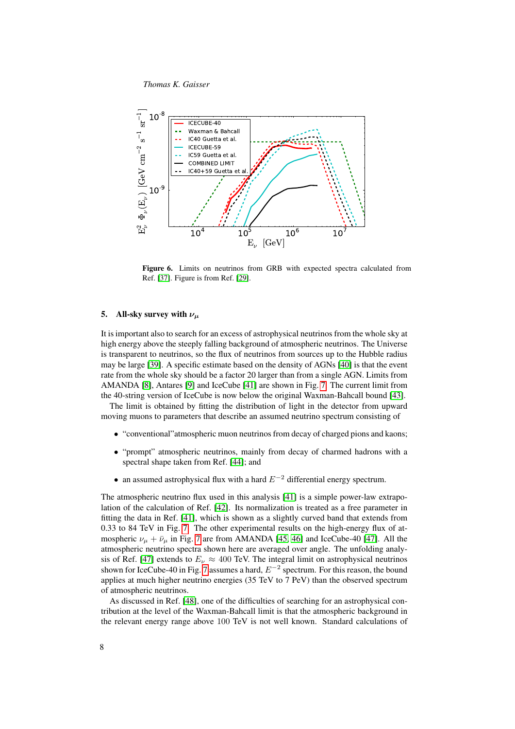**Figure 6.** Limits on neutrinos from GRB with expected spectra calculated from Ref. [37]. Figure is from Ref. [29].

## 5. All-sky survey with $\nu_\mu$

It is important also to search for an excess of astrophysical neutrinos from the whole sky at high energy above the steeply falling background of atmospheric neutrinos. The Universe is transparent to neutrinos, so the flux of neutrinos from sources up to the Hubble radius may be large [39]. A specific estimate based on the density of AGNs [40] is that the event rate from the whole sky should be a factor 20 larger than from a single AGN. Limits from AMANDA [8], Antares [9] and IceCube [41] are shown in Fig. 7. The current limit from the 40-string version of IceCube is now below the original Waxman-Bahcall bound [43].

The limit is obtained by fitting the distribution of light in the detector from upward moving muons to parameters that describe an assumed neutrino spectrum consisting of

- "conventional"atmospheric muon neutrinos from decay of charged pions and kaons;
- "prompt" atmospheric neutrinos, mainly from decay of charmed hadrons with a spectral shape taken from Ref. [44]; and
- an assumed astrophysical flux with a hard $E^{-2}$ differential energy spectrum.

The atmospheric neutrino flux used in this analysis [41] is a simple power-law extrapolation of the calculation of Ref. [42]. Its normalization is treated as a free parameter in fitting the data in Ref. [41], which is shown as a slightly curved band that extends from 0.33 to 84 TeV in Fig. 7. The other experimental results on the high-energy flux of atmospheric $\nu_\mu + \bar{\nu}_\mu$ in Fig. 7 are from AMANDA [45, 46] and IceCube-40 [47]. All the atmospheric neutrino spectra shown here are averaged over angle. The unfolding analysis of Ref. [47] extends to $E_\nu \approx 400$ TeV. The integral limit on astrophysical neutrinos shown for IceCube-40 in Fig. 7 assumes a hard, $E^{-2}$ spectrum. For this reason, the bound applies at much higher neutrino energies (35 TeV to 7 PeV) than the observed spectrum of atmospheric neutrinos.

As discussed in Ref. [48], one of the difficulties of searching for an astrophysical contribution at the level of the Waxman-Bahcall limit is that the atmospheric background in the relevant energy range above 100 TeV is not well known. Standard calculations of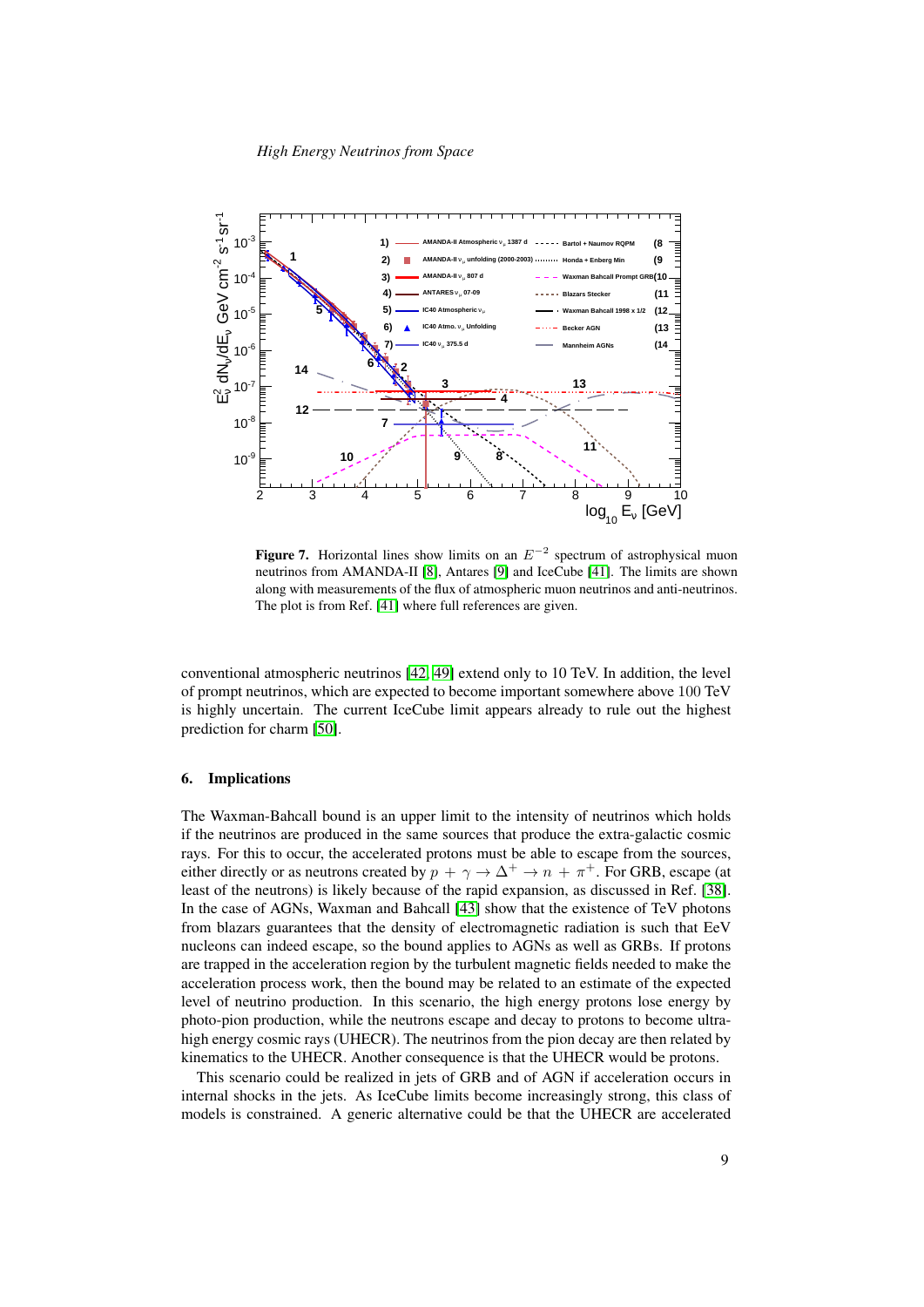**Figure 7.** Horizontal lines show limits on an $E^{-2}$ spectrum of astrophysical muon neutrinos from AMANDA-II [8], Antares [9] and IceCube [41]. The limits are shown along with measurements of the flux of atmospheric muon neutrinos and anti-neutrinos. The plot is from Ref. [41] where full references are given.

conventional atmospheric neutrinos [42, 49] extend only to 10 TeV. In addition, the level of prompt neutrinos, which are expected to become important somewhere above 100 TeV is highly uncertain. The current IceCube limit appears already to rule out the highest prediction for charm [50].

## 6. Implications

The Waxman-Bahcall bound is an upper limit to the intensity of neutrinos which holds if the neutrinos are produced in the same sources that produce the extra-galactic cosmic rays. For this to occur, the accelerated protons must be able to escape from the sources, either directly or as neutrons created by $p + \gamma \rightarrow \Delta^{+} \rightarrow n + \pi^{+}$. For GRB, escape (at least of the neutrons) is likely because of the rapid expansion, as discussed in Ref. [38]. In the case of AGNs, Waxman and Bahcall [43] show that the existence of TeV photons from blazars guarantees that the density of electromagnetic radiation is such that EeV nucleons can indeed escape, so the bound applies to AGNs as well as GRBs. If protons are trapped in the acceleration region by the turbulent magnetic fields needed to make the acceleration process work, then the bound may be related to an estimate of the expected level of neutrino production. In this scenario, the high energy protons lose energy by photo-pion production, while the neutrons escape and decay to protons to become ultra-high energy cosmic rays (UHECR). The neutrinos from the pion decay are then related by kinematics to the UHECR. Another consequence is that the UHECR would be protons.

This scenario could be realized in jets of GRB and of AGN if acceleration occurs in internal shocks in the jets. As IceCube limits become increasingly strong, this class of models is constrained. A generic alternative could be that the UHECR are accelerated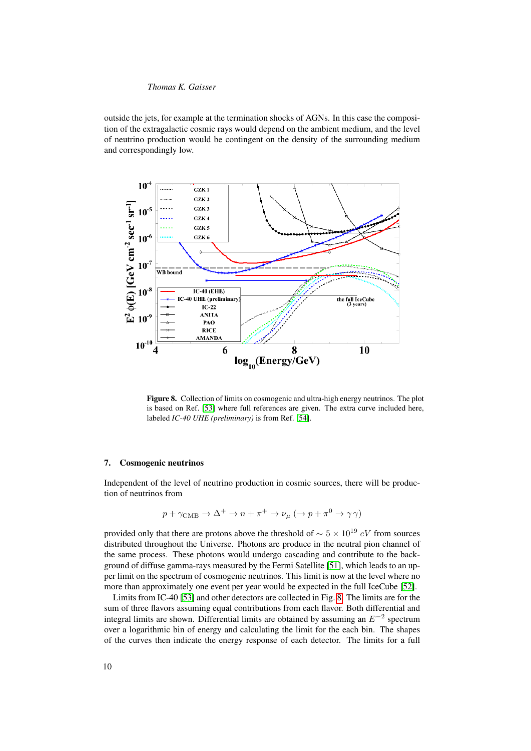outside the jets, for example at the termination shocks of AGNs. In this case the composition of the extragalactic cosmic rays would depend on the ambient medium, and the level of neutrino production would be contingent on the density of the surrounding medium and correspondingly low.

**Figure 8.** Collection of limits on cosmogenic and ultra-high energy neutrinos. The plot is based on Ref. [53] where full references are given. The extra curve included here, labeled *IC-40 UHE (preliminary)* is from Ref. [54].

## 7. Cosmogenic neutrinos

Independent of the level of neutrino production in cosmic sources, there will be production of neutrinos from

$$p + \gamma_{\rm CMB} \to \Delta^+ \to n + \pi^+ \to \nu_\mu \; (\to p + \pi^0 \to \gamma\,\gamma)$$

provided only that there are protons above the threshold of $\sim 5 \times 10^{19}\,eV$ from sources distributed throughout the Universe. Photons are produce in the neutral pion channel of the same process. These photons would undergo cascading and contribute to the background of diffuse gamma-rays measured by the Fermi Satellite [51], which leads to an upper limit on the spectrum of cosmogenic neutrinos. This limit is now at the level where no more than approximately one event per year would be expected in the full IceCube [52].

Limits from IC-40 [53] and other detectors are collected in Fig. 8. The limits are for the sum of three flavors assuming equal contributions from each flavor. Both differential and integral limits are shown. Differential limits are obtained by assuming an $E^{-2}$ spectrum over a logarithmic bin of energy and calculating the limit for the each bin. The shapes of the curves then indicate the energy response of each detector. The limits for a full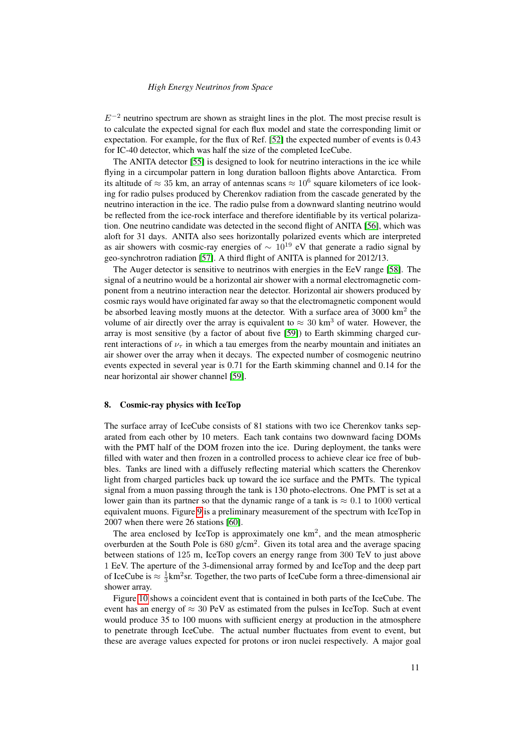$E^{-2}$ neutrino spectrum are shown as straight lines in the plot. The most precise result is to calculate the expected signal for each flux model and state the corresponding limit or expectation. For example, for the flux of Ref. [52] the expected number of events is 0.43 for IC-40 detector, which was half the size of the completed IceCube.

The ANITA detector [55] is designed to look for neutrino interactions in the ice while flying in a circumpolar pattern in long duration balloon flights above Antarctica. From its altitude of $\approx 35$ km, an array of antennas scans $\approx 10^6$ square kilometers of ice looking for radio pulses produced by Cherenkov radiation from the cascade generated by the neutrino interaction in the ice. The radio pulse from a downward slanting neutrino would be reflected from the ice-rock interface and therefore identifiable by its vertical polarization. One neutrino candidate was detected in the second flight of ANITA [56], which was aloft for 31 days. ANITA also sees horizontally polarized events which are interpreted as air showers with cosmic-ray energies of $\sim 10^{19}$ eV that generate a radio signal by geo-synchrotron radiation [57]. A third flight of ANITA is planned for 2012/13.

The Auger detector is sensitive to neutrinos with energies in the EeV range [58]. The signal of a neutrino would be a horizontal air shower with a normal electromagnetic component from a neutrino interaction near the detector. Horizontal air showers produced by cosmic rays would have originated far away so that the electromagnetic component would be absorbed leaving mostly muons at the detector. With a surface area of 3000 km$^2$ the volume of air directly over the array is equivalent to $\approx 30$ km$^3$ of water. However, the array is most sensitive (by a factor of about five [59]) to Earth skimming charged current interactions of $\nu_\tau$ in which a tau emerges from the nearby mountain and initiates an air shower over the array when it decays. The expected number of cosmogenic neutrino events expected in several year is 0.71 for the Earth skimming channel and 0.14 for the near horizontal air shower channel [59].

## 8. Cosmic-ray physics with IceTop

The surface array of IceCube consists of 81 stations with two ice Cherenkov tanks separated from each other by 10 meters. Each tank contains two downward facing DOMs with the PMT half of the DOM frozen into the ice. During deployment, the tanks were filled with water and then frozen in a controlled process to achieve clear ice free of bubbles. Tanks are lined with a diffusely reflecting material which scatters the Cherenkov light from charged particles back up toward the ice surface and the PMTs. The typical signal from a muon passing through the tank is 130 photo-electrons. One PMT is set at a lower gain than its partner so that the dynamic range of a tank is $\approx 0.1$ to $1000$ vertical equivalent muons. Figure 9 is a preliminary measurement of the spectrum with IceTop in 2007 when there were 26 stations [60].

The area enclosed by IceTop is approximately one km$^2$, and the mean atmospheric overburden at the South Pole is 680 g/cm$^2$. Given its total area and the average spacing between stations of 125 m, IceTop covers an energy range from 300 TeV to just above 1 EeV. The aperture of the 3-dimensional array formed by and IceTop and the deep part of IceCube is $\approx \frac{1}{3}$km$^2$sr. Together, the two parts of IceCube form a three-dimensional air shower array.

Figure 10 shows a coincident event that is contained in both parts of the IceCube. The event has an energy of $\approx 30$ PeV as estimated from the pulses in IceTop. Such at event would produce 35 to 100 muons with sufficient energy at production in the atmosphere to penetrate through IceCube. The actual number fluctuates from event to event, but these are average values expected for protons or iron nuclei respectively. A major goal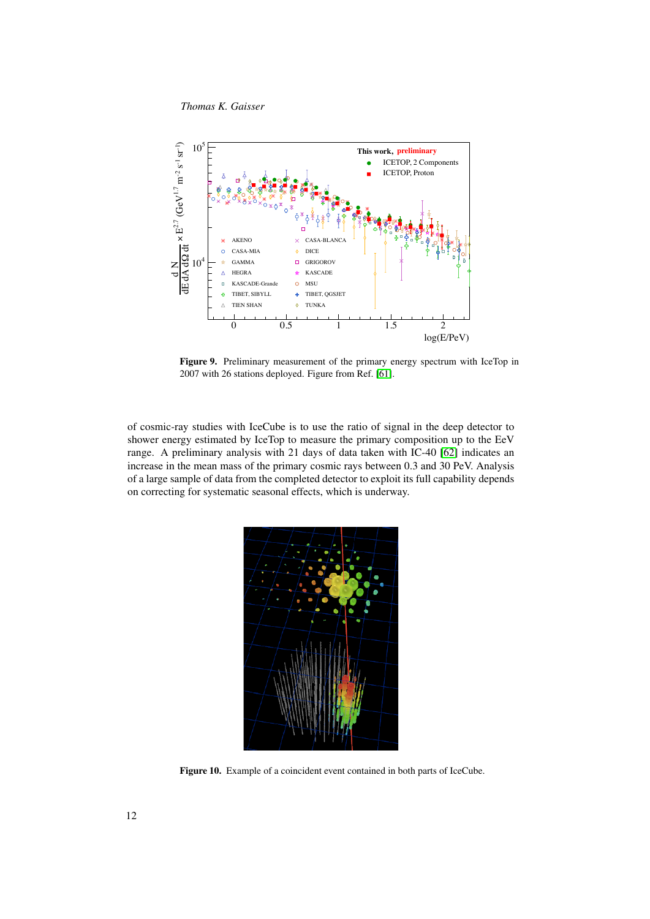**Figure 9.** Preliminary measurement of the primary energy spectrum with IceTop in 2007 with 26 stations deployed. Figure from Ref. [61].

of cosmic-ray studies with IceCube is to use the ratio of signal in the deep detector to shower energy estimated by IceTop to measure the primary composition up to the EeV range. A preliminary analysis with 21 days of data taken with IC-40 [62] indicates an increase in the mean mass of the primary cosmic rays between 0.3 and 30 PeV. Analysis of a large sample of data from the completed detector to exploit its full capability depends on correcting for systematic seasonal effects, which is underway.

**Figure 10.** Example of a coincident event contained in both parts of IceCube.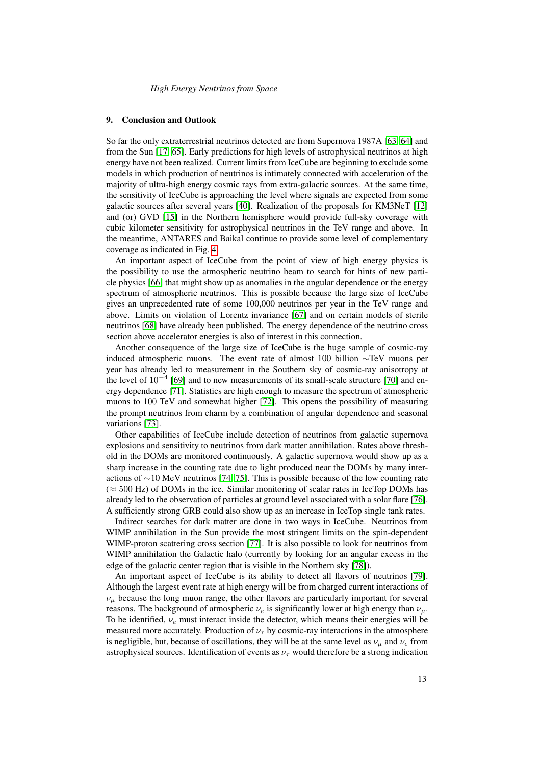## 9. Conclusion and Outlook

So far the only extraterrestrial neutrinos detected are from Supernova 1987A [63, 64] and from the Sun [17, 65]. Early predictions for high levels of astrophysical neutrinos at high energy have not been realized. Current limits from IceCube are beginning to exclude some models in which production of neutrinos is intimately connected with acceleration of the majority of ultra-high energy cosmic rays from extra-galactic sources. At the same time, the sensitivity of IceCube is approaching the level where signals are expected from some galactic sources after several years [40]. Realization of the proposals for KM3NeT [12] and (or) GVD [15] in the Northern hemisphere would provide full-sky coverage with cubic kilometer sensitivity for astrophysical neutrinos in the TeV range and above. In the meantime, ANTARES and Baikal continue to provide some level of complementary coverage as indicated in Fig. 4.

An important aspect of IceCube from the point of view of high energy physics is the possibility to use the atmospheric neutrino beam to search for hints of new particle physics [66] that might show up as anomalies in the angular dependence or the energy spectrum of atmospheric neutrinos. This is possible because the large size of IceCube gives an unprecedented rate of some 100,000 neutrinos per year in the TeV range and above. Limits on violation of Lorentz invariance [67] and on certain models of sterile neutrinos [68] have already been published. The energy dependence of the neutrino cross section above accelerator energies is also of interest in this connection.

Another consequence of the large size of IceCube is the huge sample of cosmic-ray induced atmospheric muons. The event rate of almost 100 billion $\sim$TeV muons per year has already led to measurement in the Southern sky of cosmic-ray anisotropy at the level of $10^{-4}$ [69] and to new measurements of its small-scale structure [70] and energy dependence [71]. Statistics are high enough to measure the spectrum of atmospheric muons to 100 TeV and somewhat higher [72]. This opens the possibility of measuring the prompt neutrinos from charm by a combination of angular dependence and seasonal variations [73].

Other capabilities of IceCube include detection of neutrinos from galactic supernova explosions and sensitivity to neutrinos from dark matter annihilation. Rates above threshold in the DOMs are monitored continuously. A galactic supernova would show up as a sharp increase in the counting rate due to light produced near the DOMs by many interactions of $\sim$10 MeV neutrinos [74, 75]. This is possible because of the low counting rate ($\approx 500$ Hz) of DOMs in the ice. Similar monitoring of scalar rates in IceTop DOMs has already led to the observation of particles at ground level associated with a solar flare [76]. A sufficiently strong GRB could also show up as an increase in IceTop single tank rates.

Indirect searches for dark matter are done in two ways in IceCube. Neutrinos from WIMP annihilation in the Sun provide the most stringent limits on the spin-dependent WIMP-proton scattering cross section [77]. It is also possible to look for neutrinos from WIMP annihilation the Galactic halo (currently by looking for an angular excess in the edge of the galactic center region that is visible in the Northern sky [78]).

An important aspect of IceCube is its ability to detect all flavors of neutrinos [79]. Although the largest event rate at high energy will be from charged current interactions of $\nu_\mu$ because the long muon range, the other flavors are particularly important for several reasons. The background of atmospheric $\nu_e$ is significantly lower at high energy than $\nu_\mu$. To be identified, $\nu_e$ must interact inside the detector, which means their energies will be measured more accurately. Production of $\nu_\tau$ by cosmic-ray interactions in the atmosphere is negligible, but, because of oscillations, they will be at the same level as $\nu_\mu$ and $\nu_e$ from astrophysical sources. Identification of events as $\nu_\tau$ would therefore be a strong indication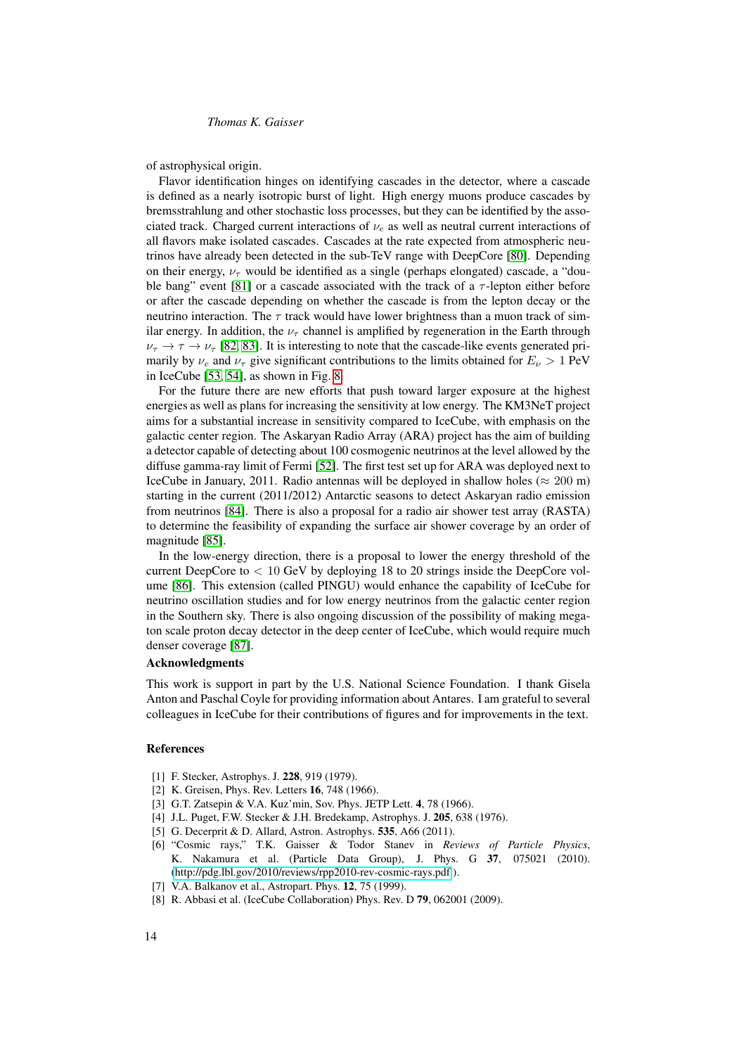of astrophysical origin.

Flavor identification hinges on identifying cascades in the detector, where a cascade is defined as a nearly isotropic burst of light. High energy muons produce cascades by bremsstrahlung and other stochastic loss processes, but they can be identified by the associated track. Charged current interactions of $\nu_e$ as well as neutral current interactions of all flavors make isolated cascades. Cascades at the rate expected from atmospheric neutrinos have already been detected in the sub-TeV range with DeepCore [80]. Depending on their energy, $\nu_\tau$ would be identified as a single (perhaps elongated) cascade, a "double bang" event [81] or a cascade associated with the track of a $\tau$-lepton either before or after the cascade depending on whether the cascade is from the lepton decay or the neutrino interaction. The $\tau$ track would have lower brightness than a muon track of similar energy. In addition, the $\nu_\tau$ channel is amplified by regeneration in the Earth through $\nu_\tau \to \tau \to \nu_\tau$ [82, 83]. It is interesting to note that the cascade-like events generated primarily by $\nu_e$ and $\nu_\tau$ give significant contributions to the limits obtained for $E_\nu > 1$ PeV in IceCube [53, 54], as shown in Fig. 8.

For the future there are new efforts that push toward larger exposure at the highest energies as well as plans for increasing the sensitivity at low energy. The KM3NeT project aims for a substantial increase in sensitivity compared to IceCube, with emphasis on the galactic center region. The Askaryan Radio Array (ARA) project has the aim of building a detector capable of detecting about 100 cosmogenic neutrinos at the level allowed by the diffuse gamma-ray limit of Fermi [52]. The first test set up for ARA was deployed next to IceCube in January, 2011. Radio antennas will be deployed in shallow holes ($\approx 200$ m) starting in the current (2011/2012) Antarctic seasons to detect Askaryan radio emission from neutrinos [84]. There is also a proposal for a radio air shower test array (RASTA) to determine the feasibility of expanding the surface air shower coverage by an order of magnitude [85].

In the low-energy direction, there is a proposal to lower the energy threshold of the current DeepCore to $< 10$ GeV by deploying 18 to 20 strings inside the DeepCore volume [86]. This extension (called PINGU) would enhance the capability of IceCube for neutrino oscillation studies and for low energy neutrinos from the galactic center region in the Southern sky. There is also ongoing discussion of the possibility of making megaton scale proton decay detector in the deep center of IceCube, which would require much denser coverage [87].

### Acknowledgments

This work is support in part by the U.S. National Science Foundation. I thank Gisela Anton and Paschal Coyle for providing information about Antares. I am grateful to several colleagues in IceCube for their contributions of figures and for improvements in the text.

## References

[1] F. Stecker, Astrophys. J. **228**, 919 (1979).

[2] K. Greisen, Phys. Rev. Letters **16**, 748 (1966).

[3] G.T. Zatsepin & V.A. Kuz'min, Sov. Phys. JETP Lett. **4**, 78 (1966).

[4] J.L. Puget, F.W. Stecker & J.H. Bredekamp, Astrophys. J. **205**, 638 (1976).

[5] G. Decerprit & D. Allard, Astron. Astrophys. **535**, A66 (2011).

[6] "Cosmic rays," T.K. Gaisser & Todor Stanev in *Reviews of Particle Physics*, K. Nakamura et al. (Particle Data Group), J. Phys. G **37**, 075021 (2010). (http://pdg.lbl.gov/2010/reviews/rpp2010-rev-cosmic-rays.pdf).

[7] V.A. Balkanov et al., Astropart. Phys. **12**, 75 (1999).

[8] R. Abbasi et al. (IceCube Collaboration) Phys. Rev. D **79**, 062001 (2009).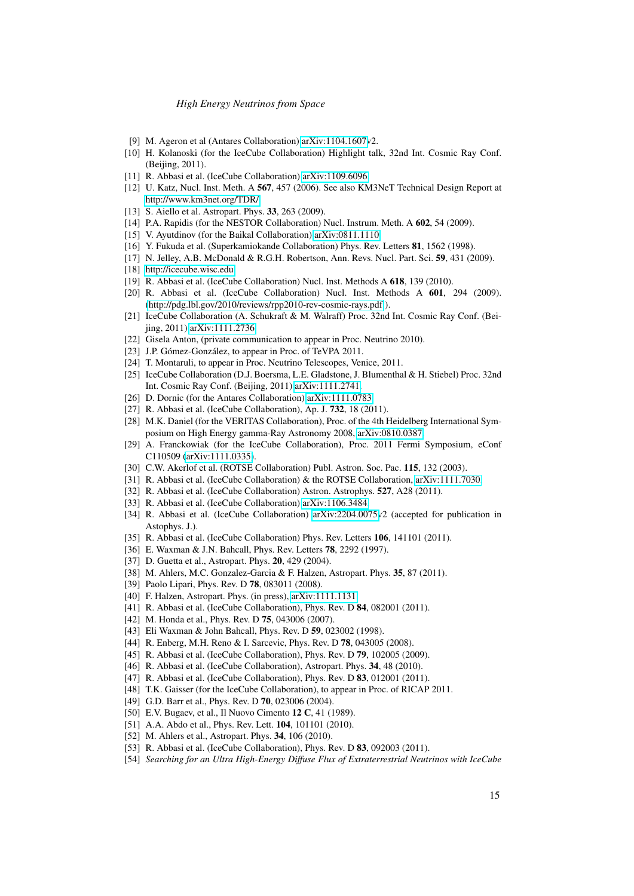[9] M. Ageron et al (Antares Collaboration) arXiv:1104.1607v2.

[10] H. Kolanoski (for the IceCube Collaboration) Highlight talk, 32nd Int. Cosmic Ray Conf. (Beijing, 2011).

[11] R. Abbasi et al. (IceCube Collaboration) arXiv:1109.6096

[12] U. Katz, Nucl. Inst. Meth. A **567**, 457 (2006). See also KM3NeT Technical Design Report at http://www.km3net.org/TDR/

[13] S. Aiello et al. Astropart. Phys. **33**, 263 (2009).

[14] P.A. Rapidis (for the NESTOR Collaboration) Nucl. Instrum. Meth. A **602**, 54 (2009).

[15] V. Ayutdinov (for the Baikal Collaboration) arXiv:0811.1110

[16] Y. Fukuda et al. (Superkamiokande Collaboration) Phys. Rev. Letters **81**, 1562 (1998).

[17] N. Jelley, A.B. McDonald & R.G.H. Robertson, Ann. Revs. Nucl. Part. Sci. **59**, 431 (2009).

[18] http://icecube.wisc.edu

[19] R. Abbasi et al. (IceCube Collaboration) Nucl. Inst. Methods A **618**, 139 (2010).

[20] R. Abbasi et al. (IceCube Collaboration) Nucl. Inst. Methods A **601**, 294 (2009). (http://pdg.lbl.gov/2010/reviews/rpp2010-rev-cosmic-rays.pdf).

[21] IceCube Collaboration (A. Schukraft & M. Walraff) Proc. 32nd Int. Cosmic Ray Conf. (Beijing, 2011) arXiv:1111.2736

[22] Gisela Anton, (private communication to appear in Proc. Neutrino 2010).

[23] J.P. Gómez-González, to appear in Proc. of TeVPA 2011.

[24] T. Montaruli, to appear in Proc. Neutrino Telescopes, Venice, 2011.

[25] IceCube Collaboration (D.J. Boersma, L.E. Gladstone, J. Blumenthal & H. Stiebel) Proc. 32nd Int. Cosmic Ray Conf. (Beijing, 2011) arXiv:1111.2741.

[26] D. Dornic (for the Antares Collaboration) arXiv:1111.0783

[27] R. Abbasi et al. (IceCube Collaboration), Ap. J. **732**, 18 (2011).

[28] M.K. Daniel (for the VERITAS Collaboration), Proc. of the 4th Heidelberg International Symposium on High Energy gamma-Ray Astronomy 2008, arXiv:0810.0387

[29] A. Franckowiak (for the IceCube Collaboration), Proc. 2011 Fermi Symposium, eConf C110509 (arXiv:1111.0335).

[30] C.W. Akerlof et al. (ROTSE Collaboration) Publ. Astron. Soc. Pac. **115**, 132 (2003).

[31] R. Abbasi et al. (IceCube Collaboration) & the ROTSE Collaboration, arXiv:1111.7030

[32] R. Abbasi et al. (IceCube Collaboration) Astron. Astrophys. **527**, A28 (2011).

[33] R. Abbasi et al. (IceCube Collaboration) arXiv:1106.3484

[34] R. Abbasi et al. (IceCube Collaboration) arXiv:2204.0075v2 (accepted for publication in Astophys. J.).

[35] R. Abbasi et al. (IceCube Collaboration) Phys. Rev. Letters **106**, 141101 (2011).

[36] E. Waxman & J.N. Bahcall, Phys. Rev. Letters **78**, 2292 (1997).

[37] D. Guetta et al., Astropart. Phys. **20**, 429 (2004).

[38] M. Ahlers, M.C. Gonzalez-Garcia & F. Halzen, Astropart. Phys. **35**, 87 (2011).

[39] Paolo Lipari, Phys. Rev. D **78**, 083011 (2008).

[40] F. Halzen, Astropart. Phys. (in press), arXiv:1111.1131

[41] R. Abbasi et al. (IceCube Collaboration), Phys. Rev. D **84**, 082001 (2011).

[42] M. Honda et al., Phys. Rev. D **75**, 043006 (2007).

[43] Eli Waxman & John Bahcall, Phys. Rev. D **59**, 023002 (1998).

[44] R. Enberg, M.H. Reno & I. Sarcevic, Phys. Rev. D **78**, 043005 (2008).

[45] R. Abbasi et al. (IceCube Collaboration), Phys. Rev. D **79**, 102005 (2009).

[46] R. Abbasi et al. (IceCube Collaboration), Astropart. Phys. **34**, 48 (2010).

[47] R. Abbasi et al. (IceCube Collaboration), Phys. Rev. D **83**, 012001 (2011).

[48] T.K. Gaisser (for the IceCube Collaboration), to appear in Proc. of RICAP 2011.

[49] G.D. Barr et al., Phys. Rev. D **70**, 023006 (2004).

[50] E.V. Bugaev, et al., Il Nuovo Cimento **12 C**, 41 (1989).

[51] A.A. Abdo et al., Phys. Rev. Lett. **104**, 101101 (2010).

[52] M. Ahlers et al., Astropart. Phys. **34**, 106 (2010).

[53] R. Abbasi et al. (IceCube Collaboration), Phys. Rev. D **83**, 092003 (2011).

[54] *Searching for an Ultra High-Energy Diffuse Flux of Extraterrestrial Neutrinos with IceCube*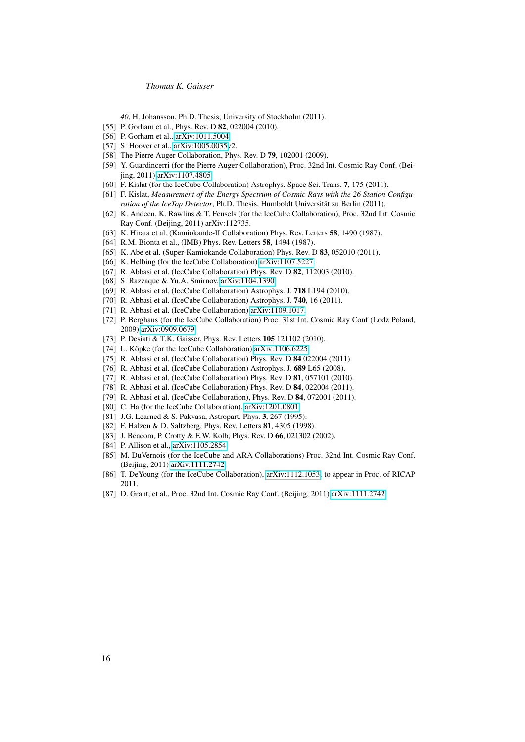*40*, H. Johansson, Ph.D. Thesis, University of Stockholm (2011).

[55] P. Gorham et al., Phys. Rev. D **82**, 022004 (2010).

[56] P. Gorham et al., arXiv:1011.5004

[57] S. Hoover et al., arXiv:1005.0035v2.

[58] The Pierre Auger Collaboration, Phys. Rev. D **79**, 102001 (2009).

[59] Y. Guardincerri (for the Pierre Auger Collaboration), Proc. 32nd Int. Cosmic Ray Conf. (Beijing, 2011) arXiv:1107.4805

[60] F. Kislat (for the IceCube Collaboration) Astrophys. Space Sci. Trans. **7**, 175 (2011).

[61] F. Kislat, *Measurement of the Energy Spectrum of Cosmic Rays with the 26 Station Configuration of the IceTop Detector*, Ph.D. Thesis, Humboldt Universität zu Berlin (2011).

[62] K. Andeen, K. Rawlins & T. Feusels (for the IceCube Collaboration), Proc. 32nd Int. Cosmic Ray Conf. (Beijing, 2011) arXiv:112735.

[63] K. Hirata et al. (Kamiokande-II Collaboration) Phys. Rev. Letters **58**, 1490 (1987).

[64] R.M. Bionta et al., (IMB) Phys. Rev. Letters **58**, 1494 (1987).

[65] K. Abe et al. (Super-Kamiokande Collaboration) Phys. Rev. D **83**, 052010 (2011).

[66] K. Helbing (for the IceCube Collaboration) arXiv:1107.5227

[67] R. Abbasi et al. (IceCube Collaboration) Phys. Rev. D **82**, 112003 (2010).

[68] S. Razzaque & Yu.A. Smirnov, arXiv:1104.1390

[69] R. Abbasi et al. (IceCube Collaboration) Astrophys. J. **718** L194 (2010).

[70] R. Abbasi et al. (IceCube Collaboration) Astrophys. J. **740**, 16 (2011).

[71] R. Abbasi et al. (IceCube Collaboration) arXiv:1109.1017

[72] P. Berghaus (for the IceCube Collaboration) Proc. 31st Int. Cosmic Ray Conf (Lodz Poland, 2009) arXiv:0909.0679

[73] P. Desiati & T.K. Gaisser, Phys. Rev. Letters **105** 121102 (2010).

[74] L. Köpke (for the IceCube Collaboration) arXiv:1106.6225

[75] R. Abbasi et al. (IceCube Collaboration) Phys. Rev. D **84** 022004 (2011).

[76] R. Abbasi et al. (IceCube Collaboration) Astrophys. J. **689** L65 (2008).

[77] R. Abbasi et al. (IceCube Collaboration) Phys. Rev. D **81**, 057101 (2010).

[78] R. Abbasi et al. (IceCube Collaboration) Phys. Rev. D **84**, 022004 (2011).

[79] R. Abbasi et al. (IceCube Collaboration), Phys. Rev. D **84**, 072001 (2011).

[80] C. Ha (for the IceCube Collaboration), arXiv:1201.0801

[81] J.G. Learned & S. Pakvasa, Astropart. Phys. **3**, 267 (1995).

[82] F. Halzen & D. Saltzberg, Phys. Rev. Letters **81**, 4305 (1998).

[83] J. Beacom, P. Crotty & E.W. Kolb, Phys. Rev. D **66**, 021302 (2002).

[84] P. Allison et al., arXiv:1105.2854

[85] M. DuVernois (for the IceCube and ARA Collaborations) Proc. 32nd Int. Cosmic Ray Conf. (Beijing, 2011) arXiv:1111.2742

[86] T. DeYoung (for the IceCube Collaboration), arXiv:1112.1053, to appear in Proc. of RICAP 2011.

[87] D. Grant, et al., Proc. 32nd Int. Cosmic Ray Conf. (Beijing, 2011) arXiv:1111.2742